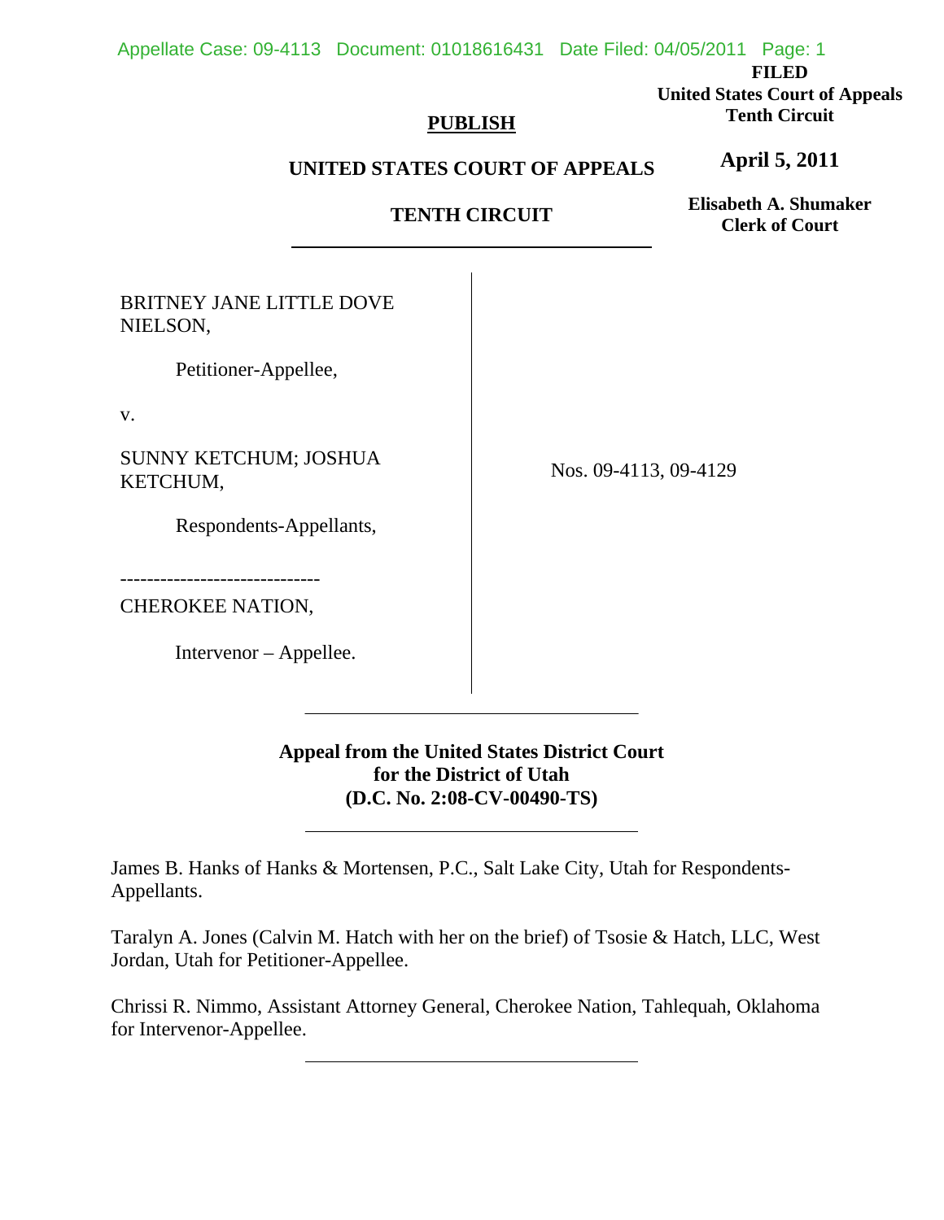**FILED**
**United States Court of Appeals**
**Tenth Circuit**

**April 5, 2011**

**Elisabeth A. Shumaker**
**Clerk of Court**

**PUBLISH**

**UNITED STATES COURT OF APPEALS**

**TENTH CIRCUIT**

---

BRITNEY JANE LITTLE DOVE NIELSON,

Petitioner-Appellee,

v.

SUNNY KETCHUM; JOSHUA KETCHUM,

Respondents-Appellants,

------------------------------

CHEROKEE NATION,

Intervenor – Appellee.

Nos. 09-4113, 09-4129

---

**Appeal from the United States District Court for the District of Utah (D.C. No. 2:08-CV-00490-TS)**

---

James B. Hanks of Hanks & Mortensen, P.C., Salt Lake City, Utah for Respondents-Appellants.

Taralyn A. Jones (Calvin M. Hatch with her on the brief) of Tsosie & Hatch, LLC, West Jordan, Utah for Petitioner-Appellee.

Chrissi R. Nimmo, Assistant Attorney General, Cherokee Nation, Tahlequah, Oklahoma for Intervenor-Appellee.

---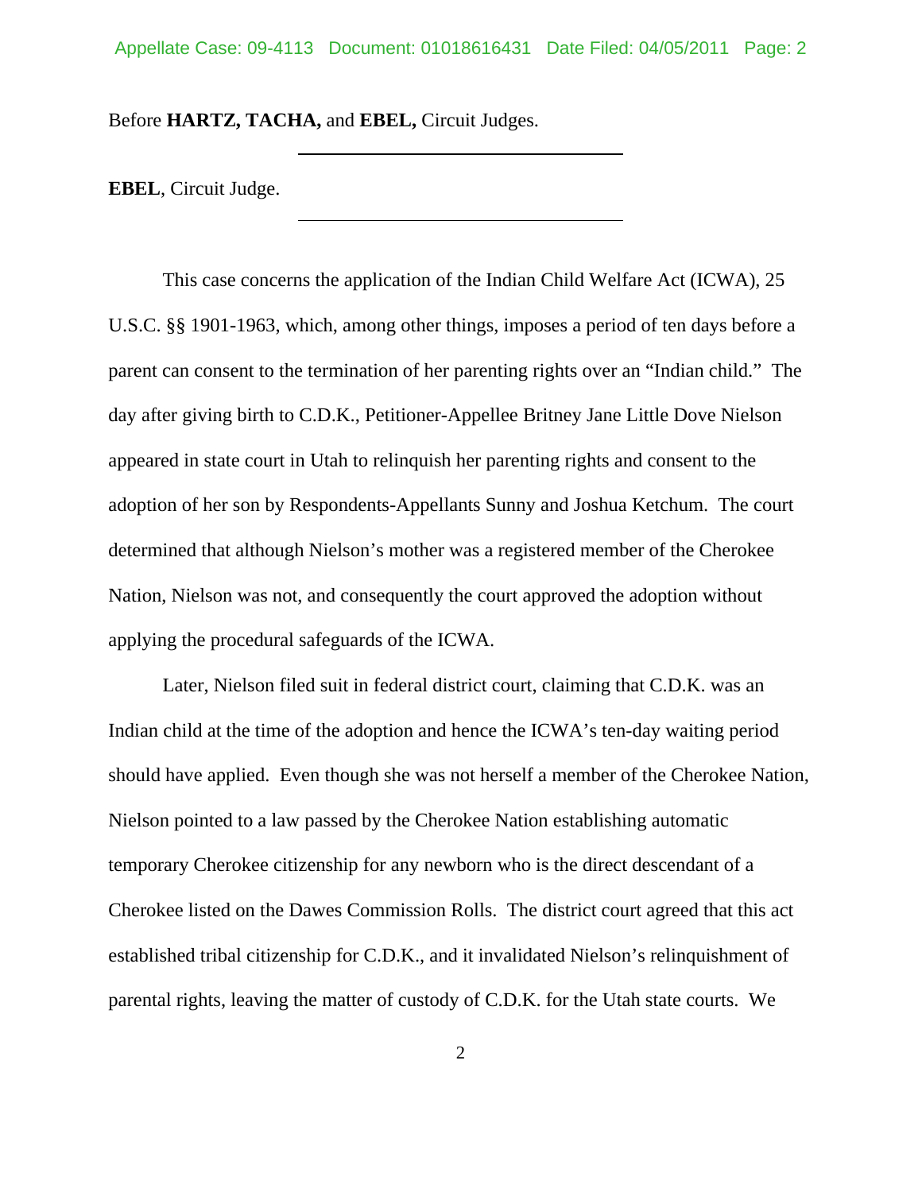Before **HARTZ, TACHA,** and **EBEL,** Circuit Judges.

**EBEL**, Circuit Judge.

This case concerns the application of the Indian Child Welfare Act (ICWA), 25 U.S.C. §§ 1901-1963, which, among other things, imposes a period of ten days before a parent can consent to the termination of her parenting rights over an "Indian child." The day after giving birth to C.D.K., Petitioner-Appellee Britney Jane Little Dove Nielson appeared in state court in Utah to relinquish her parenting rights and consent to the adoption of her son by Respondents-Appellants Sunny and Joshua Ketchum. The court determined that although Nielson's mother was a registered member of the Cherokee Nation, Nielson was not, and consequently the court approved the adoption without applying the procedural safeguards of the ICWA.

Later, Nielson filed suit in federal district court, claiming that C.D.K. was an Indian child at the time of the adoption and hence the ICWA's ten-day waiting period should have applied. Even though she was not herself a member of the Cherokee Nation, Nielson pointed to a law passed by the Cherokee Nation establishing automatic temporary Cherokee citizenship for any newborn who is the direct descendant of a Cherokee listed on the Dawes Commission Rolls. The district court agreed that this act established tribal citizenship for C.D.K., and it invalidated Nielson's relinquishment of parental rights, leaving the matter of custody of C.D.K. for the Utah state courts. We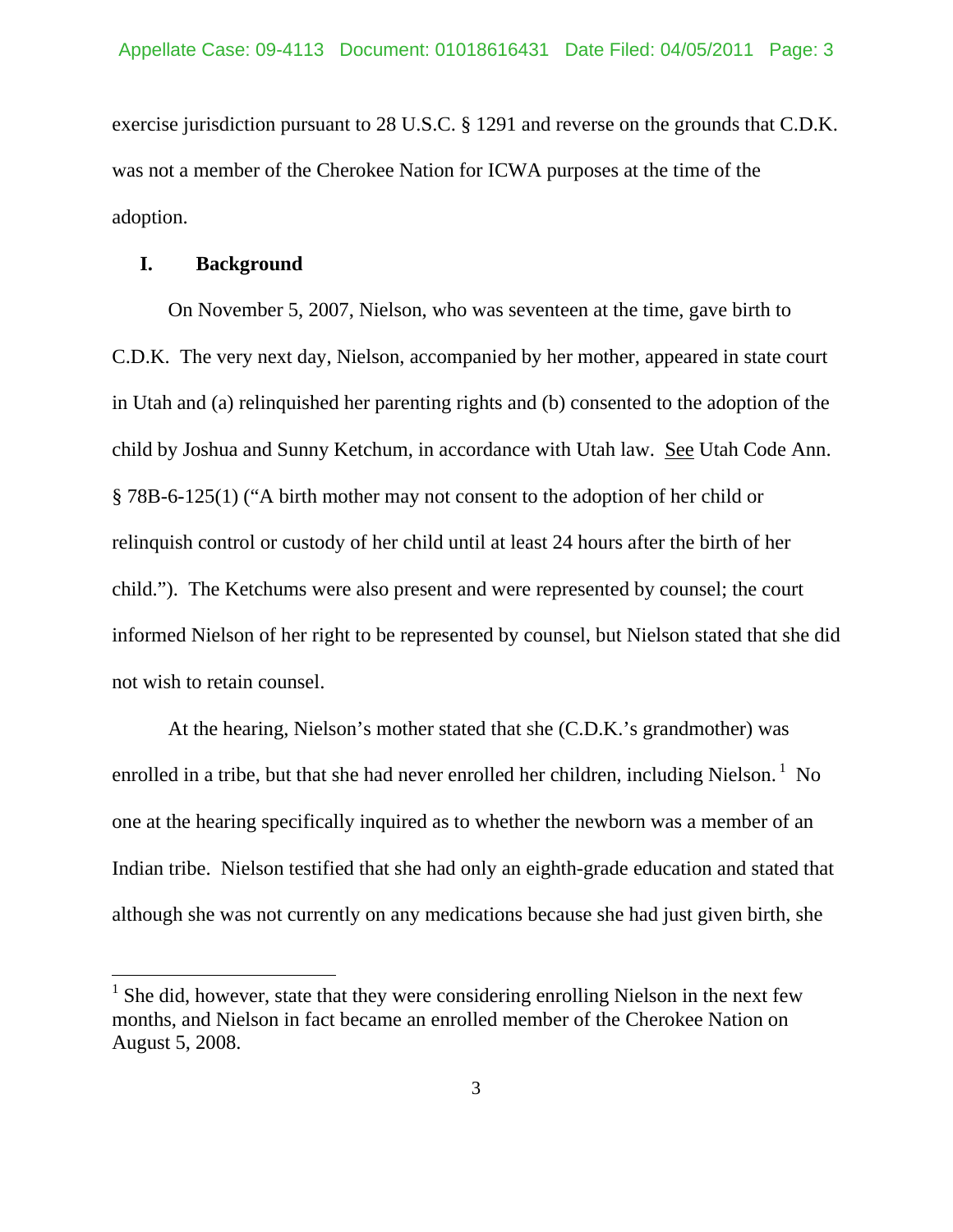exercise jurisdiction pursuant to 28 U.S.C. § 1291 and reverse on the grounds that C.D.K. was not a member of the Cherokee Nation for ICWA purposes at the time of the adoption.

## I. Background

On November 5, 2007, Nielson, who was seventeen at the time, gave birth to C.D.K. The very next day, Nielson, accompanied by her mother, appeared in state court in Utah and (a) relinquished her parenting rights and (b) consented to the adoption of the child by Joshua and Sunny Ketchum, in accordance with Utah law. See Utah Code Ann. § 78B-6-125(1) ("A birth mother may not consent to the adoption of her child or relinquish control or custody of her child until at least 24 hours after the birth of her child."). The Ketchums were also present and were represented by counsel; the court informed Nielson of her right to be represented by counsel, but Nielson stated that she did not wish to retain counsel.

At the hearing, Nielson's mother stated that she (C.D.K.'s grandmother) was enrolled in a tribe, but that she had never enrolled her children, including Nielson.[1] No one at the hearing specifically inquired as to whether the newborn was a member of an Indian tribe. Nielson testified that she had only an eighth-grade education and stated that although she was not currently on any medications because she had just given birth, she

[1] She did, however, state that they were considering enrolling Nielson in the next few months, and Nielson in fact became an enrolled member of the Cherokee Nation on August 5, 2008.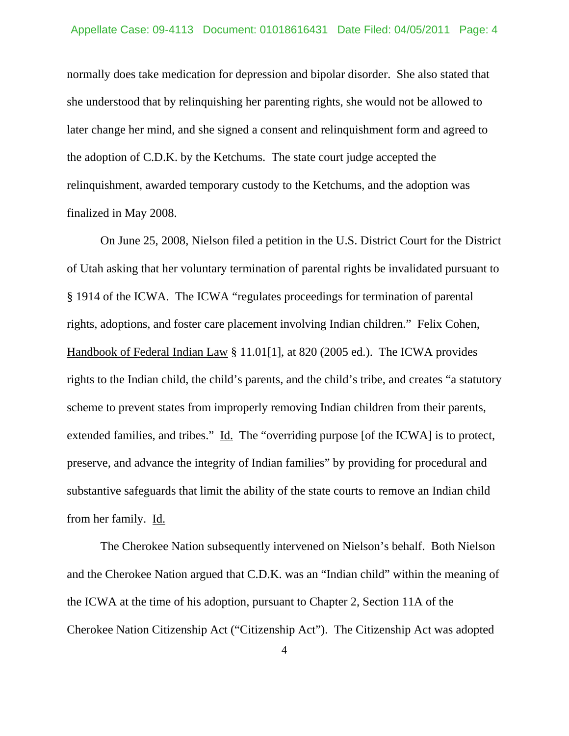normally does take medication for depression and bipolar disorder. She also stated that she understood that by relinquishing her parenting rights, she would not be allowed to later change her mind, and she signed a consent and relinquishment form and agreed to the adoption of C.D.K. by the Ketchums. The state court judge accepted the relinquishment, awarded temporary custody to the Ketchums, and the adoption was finalized in May 2008.

On June 25, 2008, Nielson filed a petition in the U.S. District Court for the District of Utah asking that her voluntary termination of parental rights be invalidated pursuant to § 1914 of the ICWA. The ICWA "regulates proceedings for termination of parental rights, adoptions, and foster care placement involving Indian children." Felix Cohen, Handbook of Federal Indian Law § 11.01[1], at 820 (2005 ed.). The ICWA provides rights to the Indian child, the child's parents, and the child's tribe, and creates "a statutory scheme to prevent states from improperly removing Indian children from their parents, extended families, and tribes." Id. The "overriding purpose [of the ICWA] is to protect, preserve, and advance the integrity of Indian families" by providing for procedural and substantive safeguards that limit the ability of the state courts to remove an Indian child from her family. Id.

The Cherokee Nation subsequently intervened on Nielson's behalf. Both Nielson and the Cherokee Nation argued that C.D.K. was an "Indian child" within the meaning of the ICWA at the time of his adoption, pursuant to Chapter 2, Section 11A of the Cherokee Nation Citizenship Act ("Citizenship Act"). The Citizenship Act was adopted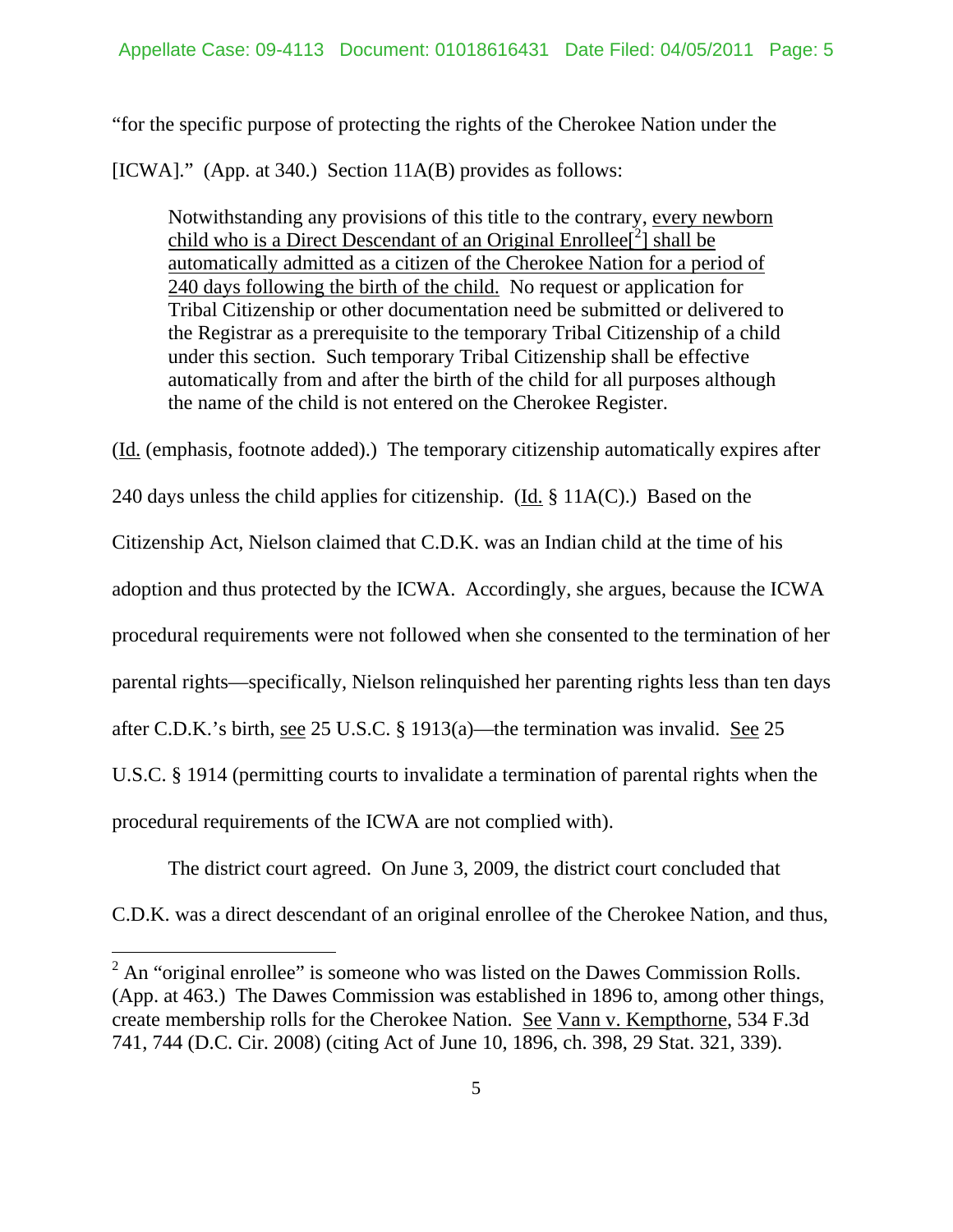"for the specific purpose of protecting the rights of the Cherokee Nation under the [ICWA]." (App. at 340.) Section 11A(B) provides as follows:

> Notwithstanding any provisions of this title to the contrary, every newborn child who is a Direct Descendant of an Original Enrollee[[2]] shall be automatically admitted as a citizen of the Cherokee Nation for a period of 240 days following the birth of the child. No request or application for Tribal Citizenship or other documentation need be submitted or delivered to the Registrar as a prerequisite to the temporary Tribal Citizenship of a child under this section. Such temporary Tribal Citizenship shall be effective automatically from and after the birth of the child for all purposes although the name of the child is not entered on the Cherokee Register.

(Id. (emphasis, footnote added).) The temporary citizenship automatically expires after 240 days unless the child applies for citizenship. (Id. § 11A(C).) Based on the Citizenship Act, Nielson claimed that C.D.K. was an Indian child at the time of his adoption and thus protected by the ICWA. Accordingly, she argues, because the ICWA procedural requirements were not followed when she consented to the termination of her parental rights—specifically, Nielson relinquished her parenting rights less than ten days after C.D.K.'s birth, see 25 U.S.C. § 1913(a)—the termination was invalid. See 25 U.S.C. § 1914 (permitting courts to invalidate a termination of parental rights when the procedural requirements of the ICWA are not complied with).

The district court agreed. On June 3, 2009, the district court concluded that C.D.K. was a direct descendant of an original enrollee of the Cherokee Nation, and thus,

---

[2] An "original enrollee" is someone who was listed on the Dawes Commission Rolls. (App. at 463.) The Dawes Commission was established in 1896 to, among other things, create membership rolls for the Cherokee Nation. See Vann v. Kempthorne, 534 F.3d 741, 744 (D.C. Cir. 2008) (citing Act of June 10, 1896, ch. 398, 29 Stat. 321, 339).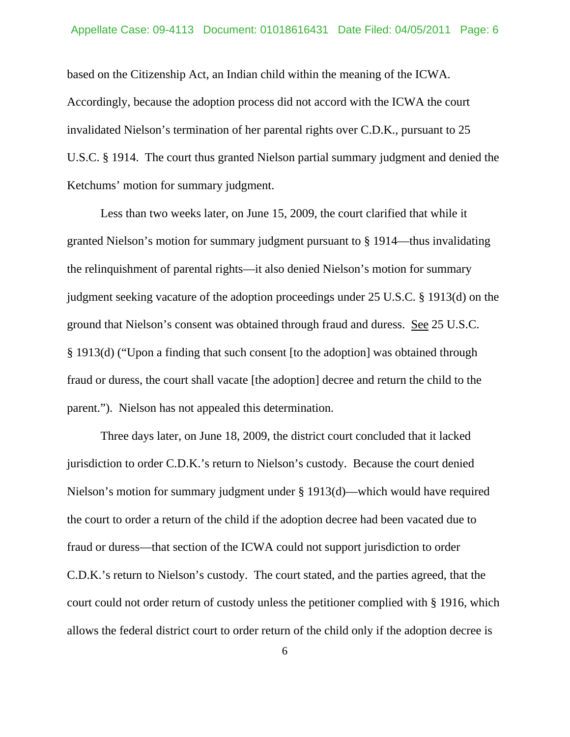based on the Citizenship Act, an Indian child within the meaning of the ICWA. Accordingly, because the adoption process did not accord with the ICWA the court invalidated Nielson's termination of her parental rights over C.D.K., pursuant to 25 U.S.C. § 1914. The court thus granted Nielson partial summary judgment and denied the Ketchums' motion for summary judgment.

Less than two weeks later, on June 15, 2009, the court clarified that while it granted Nielson's motion for summary judgment pursuant to § 1914—thus invalidating the relinquishment of parental rights—it also denied Nielson's motion for summary judgment seeking vacature of the adoption proceedings under 25 U.S.C. § 1913(d) on the ground that Nielson's consent was obtained through fraud and duress. See 25 U.S.C. § 1913(d) ("Upon a finding that such consent [to the adoption] was obtained through fraud or duress, the court shall vacate [the adoption] decree and return the child to the parent."). Nielson has not appealed this determination.

Three days later, on June 18, 2009, the district court concluded that it lacked jurisdiction to order C.D.K.'s return to Nielson's custody. Because the court denied Nielson's motion for summary judgment under § 1913(d)—which would have required the court to order a return of the child if the adoption decree had been vacated due to fraud or duress—that section of the ICWA could not support jurisdiction to order C.D.K.'s return to Nielson's custody. The court stated, and the parties agreed, that the court could not order return of custody unless the petitioner complied with § 1916, which allows the federal district court to order return of the child only if the adoption decree is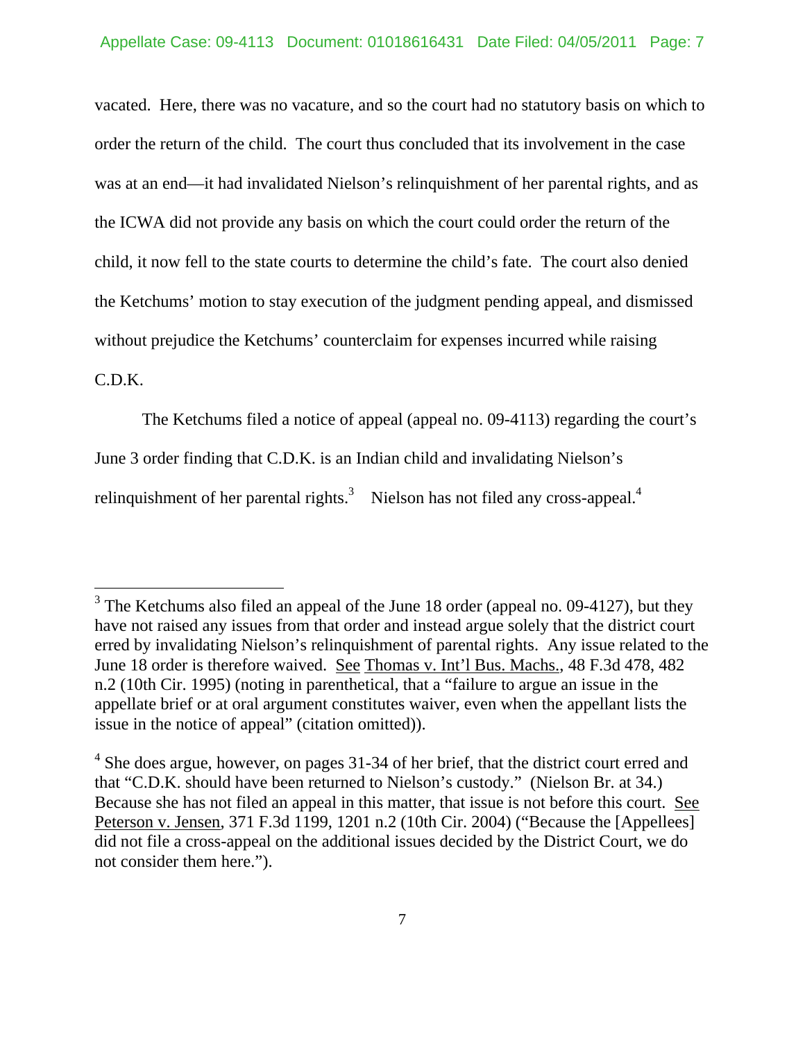vacated. Here, there was no vacature, and so the court had no statutory basis on which to order the return of the child. The court thus concluded that its involvement in the case was at an end—it had invalidated Nielson's relinquishment of her parental rights, and as the ICWA did not provide any basis on which the court could order the return of the child, it now fell to the state courts to determine the child's fate. The court also denied the Ketchums' motion to stay execution of the judgment pending appeal, and dismissed without prejudice the Ketchums' counterclaim for expenses incurred while raising C.D.K.

The Ketchums filed a notice of appeal (appeal no. 09-4113) regarding the court's June 3 order finding that C.D.K. is an Indian child and invalidating Nielson's relinquishment of her parental rights.[3] Nielson has not filed any cross-appeal.[4]

---

[3] The Ketchums also filed an appeal of the June 18 order (appeal no. 09-4127), but they have not raised any issues from that order and instead argue solely that the district court erred by invalidating Nielson's relinquishment of parental rights. Any issue related to the June 18 order is therefore waived. See Thomas v. Int'l Bus. Machs., 48 F.3d 478, 482 n.2 (10th Cir. 1995) (noting in parenthetical, that a "failure to argue an issue in the appellate brief or at oral argument constitutes waiver, even when the appellant lists the issue in the notice of appeal" (citation omitted)).

[4] She does argue, however, on pages 31-34 of her brief, that the district court erred and that "C.D.K. should have been returned to Nielson's custody." (Nielson Br. at 34.) Because she has not filed an appeal in this matter, that issue is not before this court. See Peterson v. Jensen, 371 F.3d 1199, 1201 n.2 (10th Cir. 2004) ("Because the [Appellees] did not file a cross-appeal on the additional issues decided by the District Court, we do not consider them here.").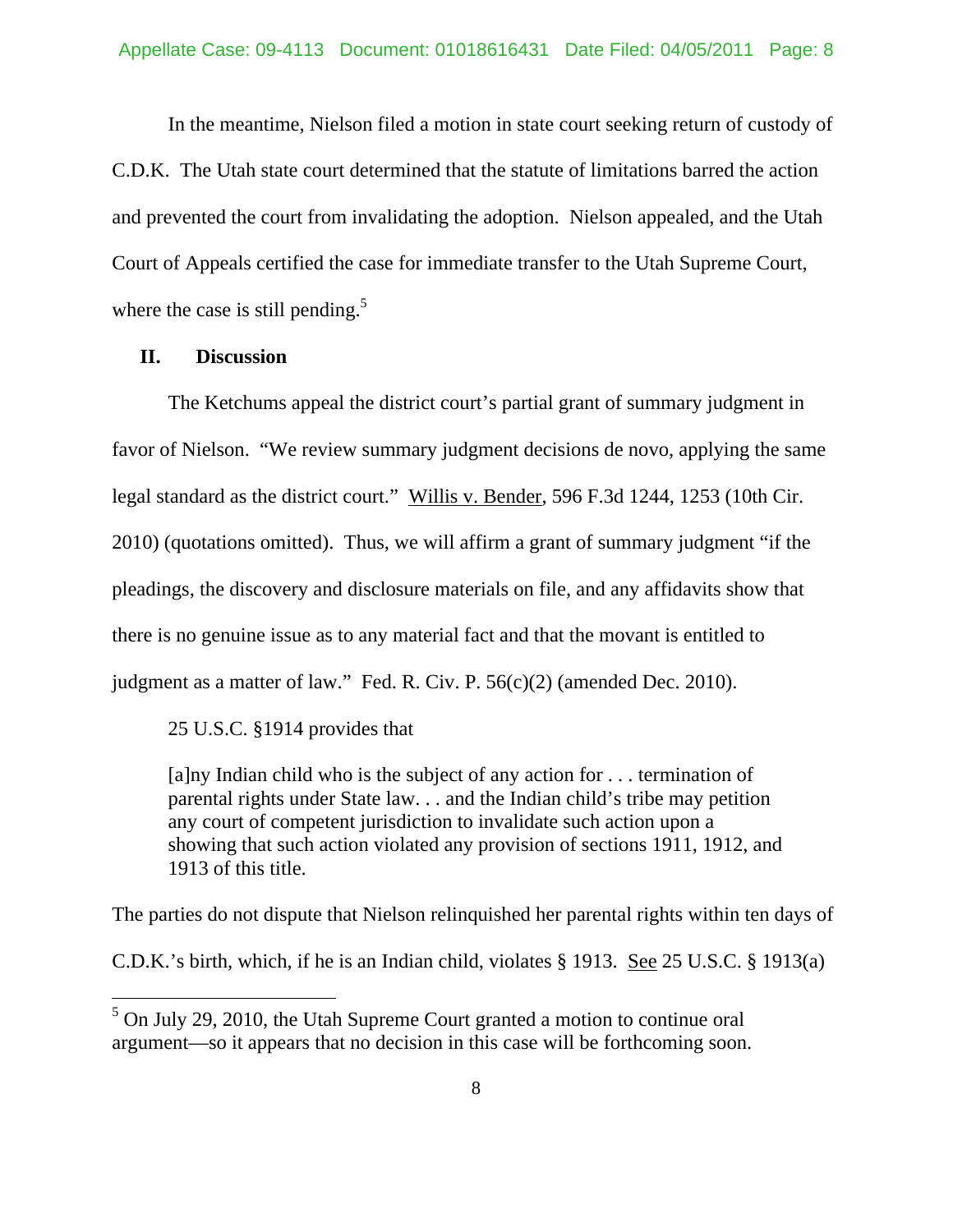In the meantime, Nielson filed a motion in state court seeking return of custody of C.D.K. The Utah state court determined that the statute of limitations barred the action and prevented the court from invalidating the adoption. Nielson appealed, and the Utah Court of Appeals certified the case for immediate transfer to the Utah Supreme Court, where the case is still pending.[5]

## II. Discussion

The Ketchums appeal the district court's partial grant of summary judgment in favor of Nielson. "We review summary judgment decisions de novo, applying the same legal standard as the district court." Willis v. Bender, 596 F.3d 1244, 1253 (10th Cir. 2010) (quotations omitted). Thus, we will affirm a grant of summary judgment "if the pleadings, the discovery and disclosure materials on file, and any affidavits show that there is no genuine issue as to any material fact and that the movant is entitled to judgment as a matter of law." Fed. R. Civ. P. 56(c)(2) (amended Dec. 2010).

25 U.S.C. §1914 provides that

> [a]ny Indian child who is the subject of any action for . . . termination of parental rights under State law. . . and the Indian child's tribe may petition any court of competent jurisdiction to invalidate such action upon a showing that such action violated any provision of sections 1911, 1912, and 1913 of this title.

The parties do not dispute that Nielson relinquished her parental rights within ten days of C.D.K.'s birth, which, if he is an Indian child, violates § 1913. See 25 U.S.C. § 1913(a)

[5] On July 29, 2010, the Utah Supreme Court granted a motion to continue oral argument—so it appears that no decision in this case will be forthcoming soon.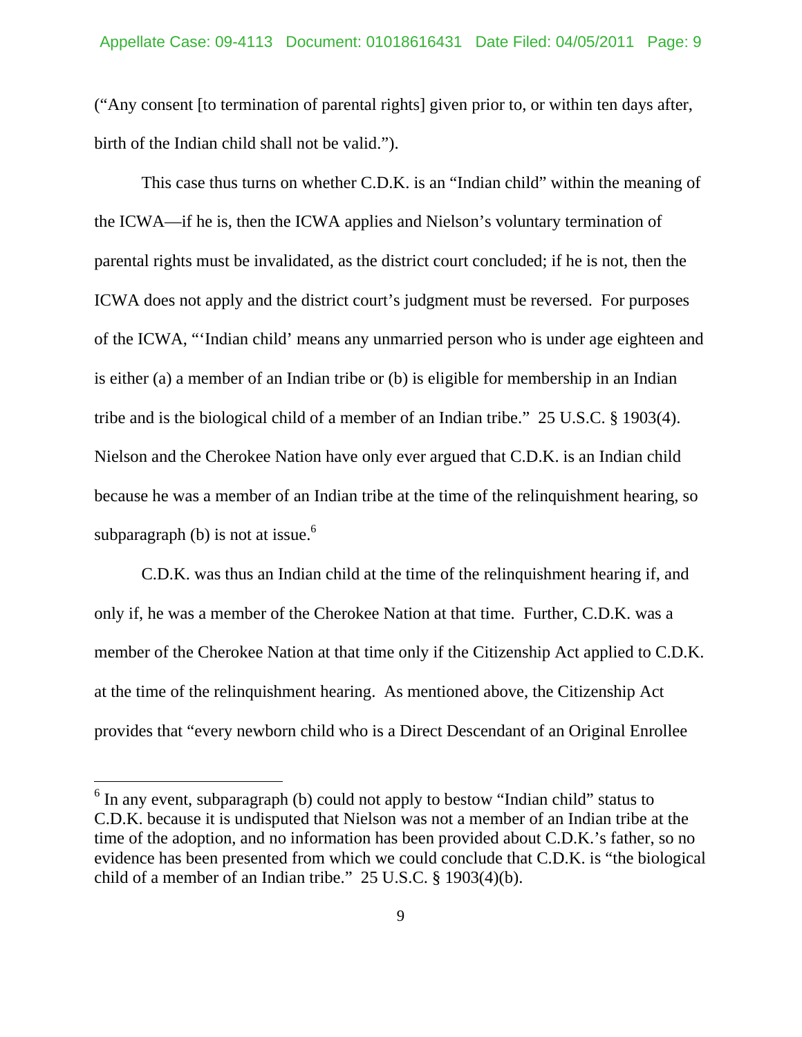("Any consent [to termination of parental rights] given prior to, or within ten days after, birth of the Indian child shall not be valid.").

This case thus turns on whether C.D.K. is an "Indian child" within the meaning of the ICWA—if he is, then the ICWA applies and Nielson's voluntary termination of parental rights must be invalidated, as the district court concluded; if he is not, then the ICWA does not apply and the district court's judgment must be reversed. For purposes of the ICWA, "'Indian child' means any unmarried person who is under age eighteen and is either (a) a member of an Indian tribe or (b) is eligible for membership in an Indian tribe and is the biological child of a member of an Indian tribe." 25 U.S.C. § 1903(4). Nielson and the Cherokee Nation have only ever argued that C.D.K. is an Indian child because he was a member of an Indian tribe at the time of the relinquishment hearing, so subparagraph (b) is not at issue.[6]

C.D.K. was thus an Indian child at the time of the relinquishment hearing if, and only if, he was a member of the Cherokee Nation at that time. Further, C.D.K. was a member of the Cherokee Nation at that time only if the Citizenship Act applied to C.D.K. at the time of the relinquishment hearing. As mentioned above, the Citizenship Act provides that "every newborn child who is a Direct Descendant of an Original Enrollee

---

[6] In any event, subparagraph (b) could not apply to bestow "Indian child" status to C.D.K. because it is undisputed that Nielson was not a member of an Indian tribe at the time of the adoption, and no information has been provided about C.D.K.'s father, so no evidence has been presented from which we could conclude that C.D.K. is "the biological child of a member of an Indian tribe." 25 U.S.C. § 1903(4)(b).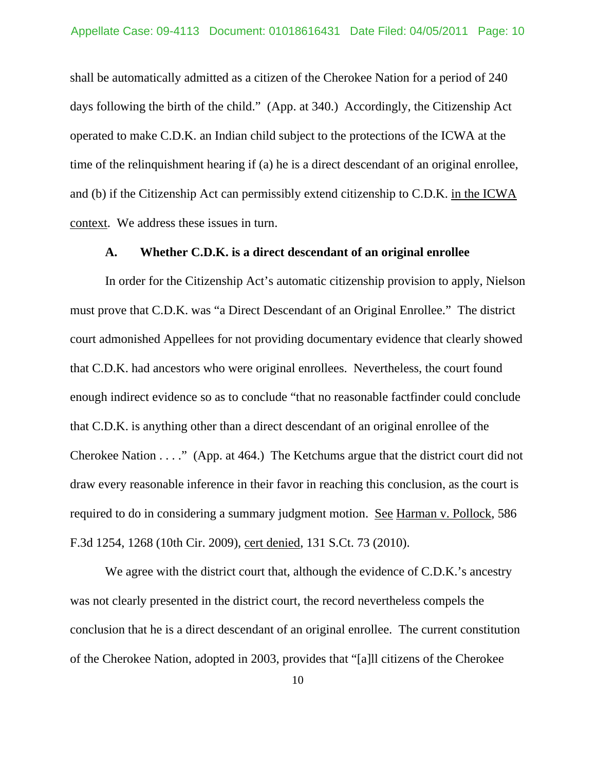shall be automatically admitted as a citizen of the Cherokee Nation for a period of 240 days following the birth of the child." (App. at 340.) Accordingly, the Citizenship Act operated to make C.D.K. an Indian child subject to the protections of the ICWA at the time of the relinquishment hearing if (a) he is a direct descendant of an original enrollee, and (b) if the Citizenship Act can permissibly extend citizenship to C.D.K. in the ICWA context. We address these issues in turn.

### A. Whether C.D.K. is a direct descendant of an original enrollee

In order for the Citizenship Act's automatic citizenship provision to apply, Nielson must prove that C.D.K. was "a Direct Descendant of an Original Enrollee." The district court admonished Appellees for not providing documentary evidence that clearly showed that C.D.K. had ancestors who were original enrollees. Nevertheless, the court found enough indirect evidence so as to conclude "that no reasonable factfinder could conclude that C.D.K. is anything other than a direct descendant of an original enrollee of the Cherokee Nation . . . ." (App. at 464.) The Ketchums argue that the district court did not draw every reasonable inference in their favor in reaching this conclusion, as the court is required to do in considering a summary judgment motion. See Harman v. Pollock, 586 F.3d 1254, 1268 (10th Cir. 2009), cert denied, 131 S.Ct. 73 (2010).

We agree with the district court that, although the evidence of C.D.K.'s ancestry was not clearly presented in the district court, the record nevertheless compels the conclusion that he is a direct descendant of an original enrollee. The current constitution of the Cherokee Nation, adopted in 2003, provides that "[a]ll citizens of the Cherokee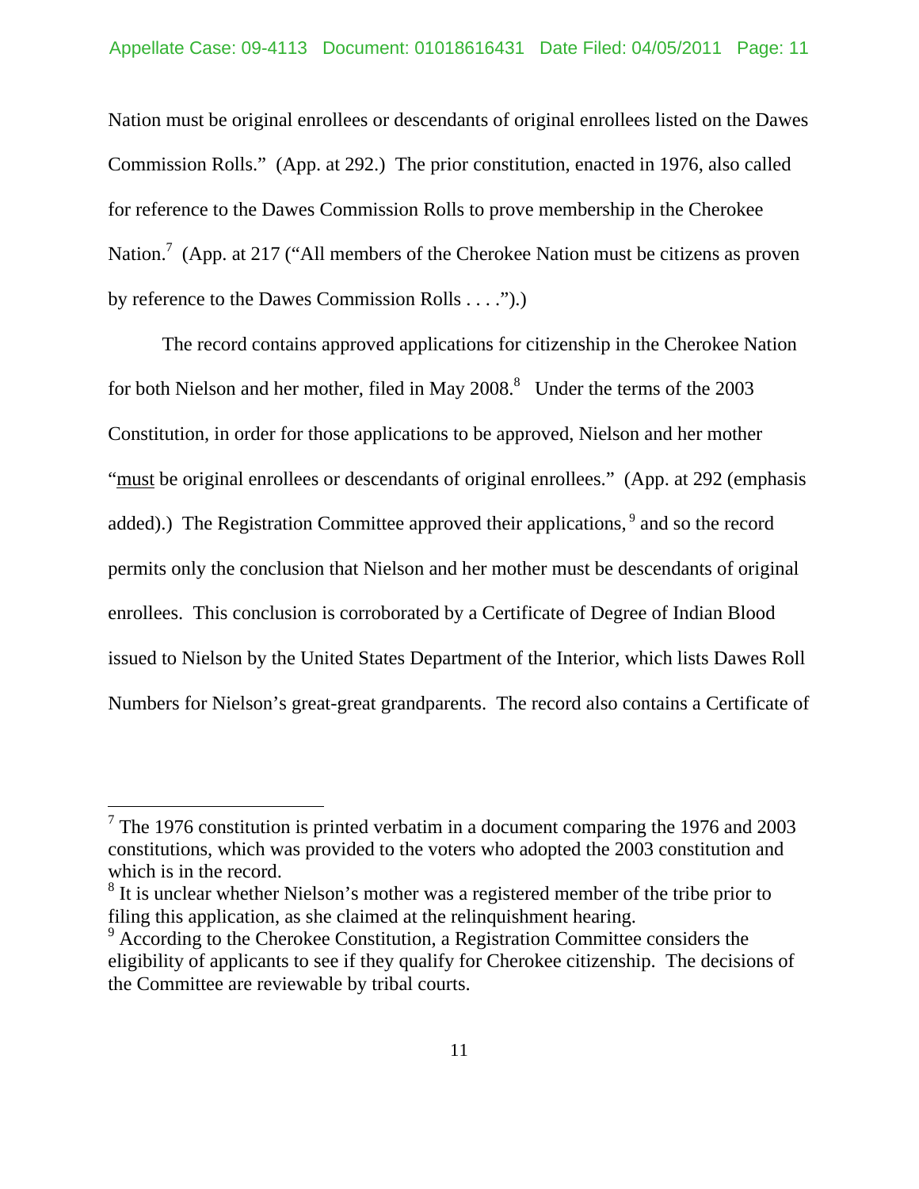Nation must be original enrollees or descendants of original enrollees listed on the Dawes Commission Rolls." (App. at 292.) The prior constitution, enacted in 1976, also called for reference to the Dawes Commission Rolls to prove membership in the Cherokee Nation.[7] (App. at 217 ("All members of the Cherokee Nation must be citizens as proven by reference to the Dawes Commission Rolls . . . .").)

The record contains approved applications for citizenship in the Cherokee Nation for both Nielson and her mother, filed in May 2008.[8] Under the terms of the 2003 Constitution, in order for those applications to be approved, Nielson and her mother "must be original enrollees or descendants of original enrollees." (App. at 292 (emphasis added).) The Registration Committee approved their applications,[9] and so the record permits only the conclusion that Nielson and her mother must be descendants of original enrollees. This conclusion is corroborated by a Certificate of Degree of Indian Blood issued to Nielson by the United States Department of the Interior, which lists Dawes Roll Numbers for Nielson's great-great grandparents. The record also contains a Certificate of

---

[7] The 1976 constitution is printed verbatim in a document comparing the 1976 and 2003 constitutions, which was provided to the voters who adopted the 2003 constitution and which is in the record.

[8] It is unclear whether Nielson's mother was a registered member of the tribe prior to filing this application, as she claimed at the relinquishment hearing.

[9] According to the Cherokee Constitution, a Registration Committee considers the eligibility of applicants to see if they qualify for Cherokee citizenship. The decisions of the Committee are reviewable by tribal courts.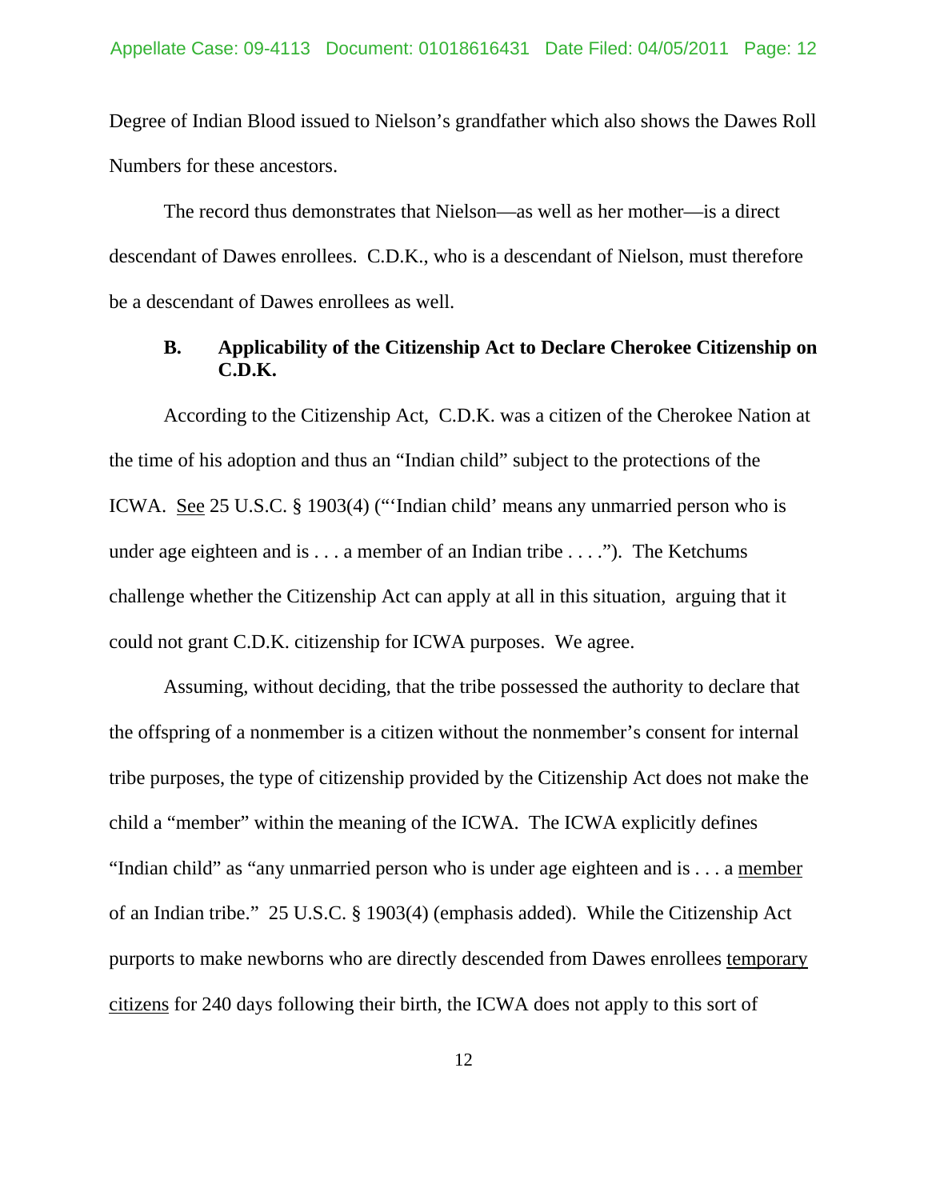Degree of Indian Blood issued to Nielson's grandfather which also shows the Dawes Roll Numbers for these ancestors.

The record thus demonstrates that Nielson—as well as her mother—is a direct descendant of Dawes enrollees. C.D.K., who is a descendant of Nielson, must therefore be a descendant of Dawes enrollees as well.

### B. Applicability of the Citizenship Act to Declare Cherokee Citizenship on C.D.K.

According to the Citizenship Act, C.D.K. was a citizen of the Cherokee Nation at the time of his adoption and thus an "Indian child" subject to the protections of the ICWA. See 25 U.S.C. § 1903(4) ("'Indian child' means any unmarried person who is under age eighteen and is . . . a member of an Indian tribe . . . ."). The Ketchums challenge whether the Citizenship Act can apply at all in this situation, arguing that it could not grant C.D.K. citizenship for ICWA purposes. We agree.

Assuming, without deciding, that the tribe possessed the authority to declare that the offspring of a nonmember is a citizen without the nonmember's consent for internal tribe purposes, the type of citizenship provided by the Citizenship Act does not make the child a "member" within the meaning of the ICWA. The ICWA explicitly defines "Indian child" as "any unmarried person who is under age eighteen and is . . . a member of an Indian tribe." 25 U.S.C. § 1903(4) (emphasis added). While the Citizenship Act purports to make newborns who are directly descended from Dawes enrollees temporary citizens for 240 days following their birth, the ICWA does not apply to this sort of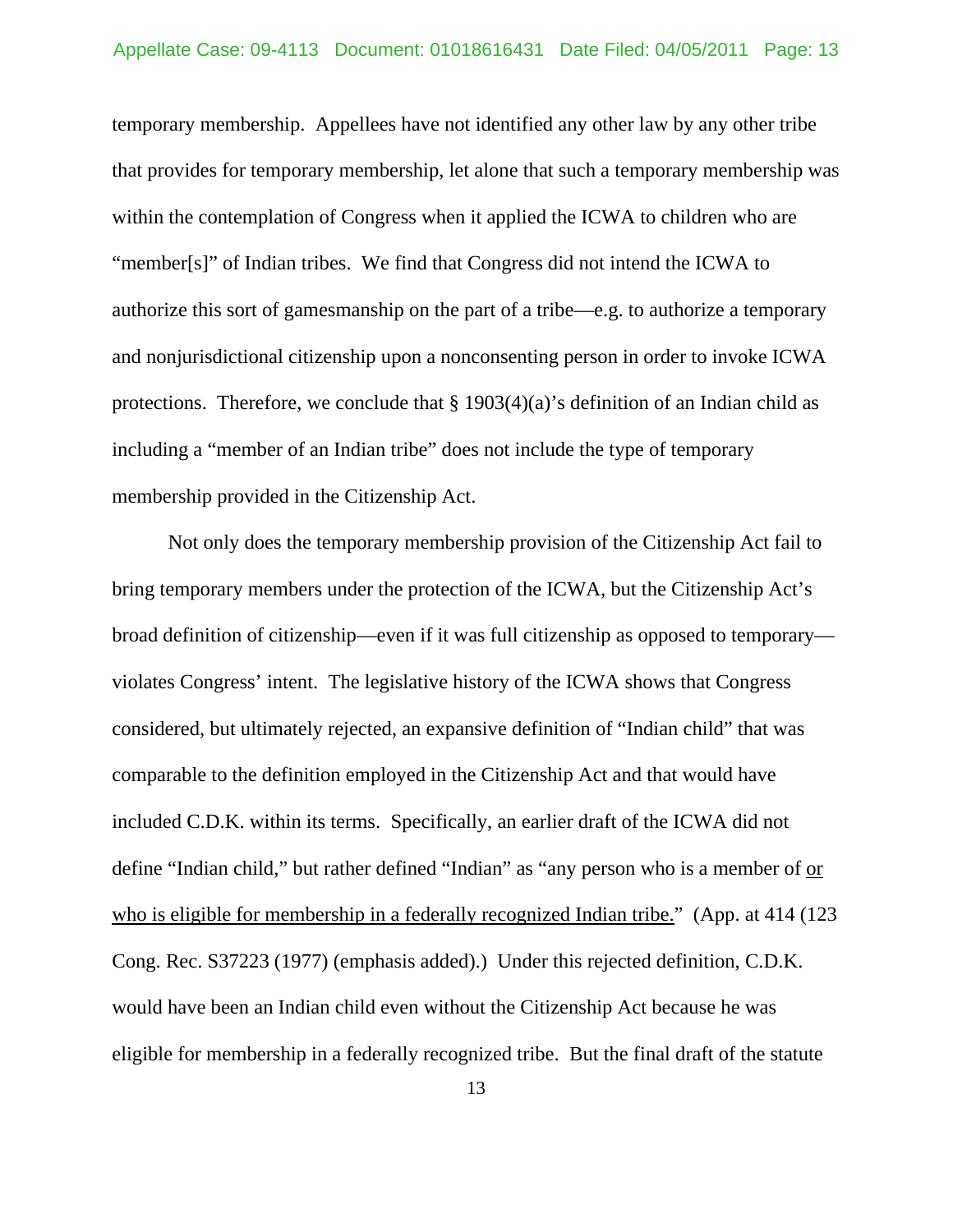temporary membership. Appellees have not identified any other law by any other tribe that provides for temporary membership, let alone that such a temporary membership was within the contemplation of Congress when it applied the ICWA to children who are "member[s]" of Indian tribes. We find that Congress did not intend the ICWA to authorize this sort of gamesmanship on the part of a tribe—e.g. to authorize a temporary and nonjurisdictional citizenship upon a nonconsenting person in order to invoke ICWA protections. Therefore, we conclude that § 1903(4)(a)'s definition of an Indian child as including a "member of an Indian tribe" does not include the type of temporary membership provided in the Citizenship Act.

Not only does the temporary membership provision of the Citizenship Act fail to bring temporary members under the protection of the ICWA, but the Citizenship Act's broad definition of citizenship—even if it was full citizenship as opposed to temporary—violates Congress' intent. The legislative history of the ICWA shows that Congress considered, but ultimately rejected, an expansive definition of "Indian child" that was comparable to the definition employed in the Citizenship Act and that would have included C.D.K. within its terms. Specifically, an earlier draft of the ICWA did not define "Indian child," but rather defined "Indian" as "any person who is a member of <u>or who is eligible for membership in a federally recognized Indian tribe.</u>" (App. at 414 (123 Cong. Rec. S37223 (1977) (emphasis added).) Under this rejected definition, C.D.K. would have been an Indian child even without the Citizenship Act because he was eligible for membership in a federally recognized tribe. But the final draft of the statute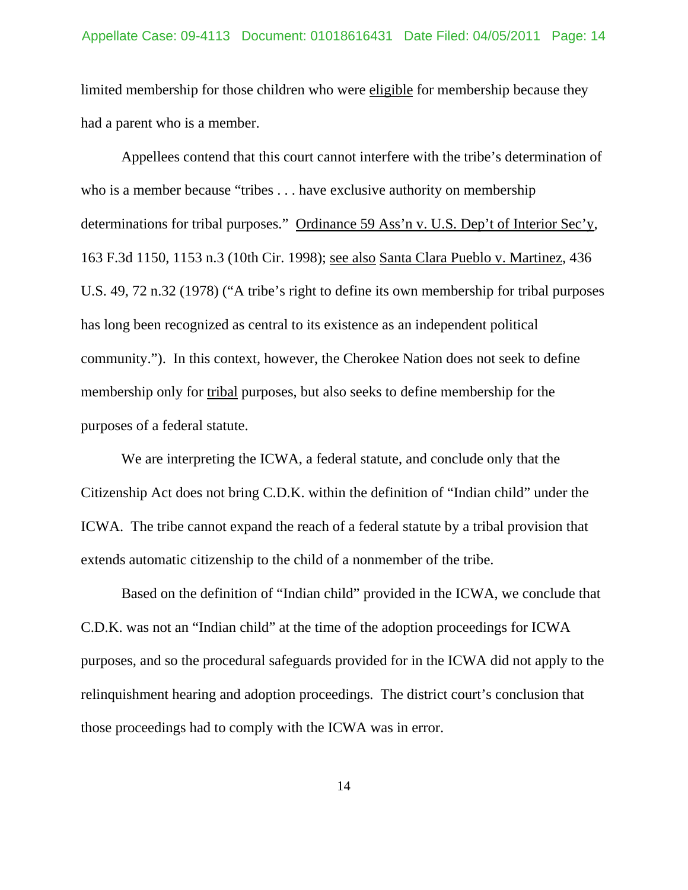limited membership for those children who were eligible for membership because they had a parent who is a member.

Appellees contend that this court cannot interfere with the tribe's determination of who is a member because "tribes . . . have exclusive authority on membership determinations for tribal purposes." Ordinance 59 Ass'n v. U.S. Dep't of Interior Sec'y, 163 F.3d 1150, 1153 n.3 (10th Cir. 1998); see also Santa Clara Pueblo v. Martinez, 436 U.S. 49, 72 n.32 (1978) ("A tribe's right to define its own membership for tribal purposes has long been recognized as central to its existence as an independent political community."). In this context, however, the Cherokee Nation does not seek to define membership only for tribal purposes, but also seeks to define membership for the purposes of a federal statute.

We are interpreting the ICWA, a federal statute, and conclude only that the Citizenship Act does not bring C.D.K. within the definition of "Indian child" under the ICWA. The tribe cannot expand the reach of a federal statute by a tribal provision that extends automatic citizenship to the child of a nonmember of the tribe.

Based on the definition of "Indian child" provided in the ICWA, we conclude that C.D.K. was not an "Indian child" at the time of the adoption proceedings for ICWA purposes, and so the procedural safeguards provided for in the ICWA did not apply to the relinquishment hearing and adoption proceedings. The district court's conclusion that those proceedings had to comply with the ICWA was in error.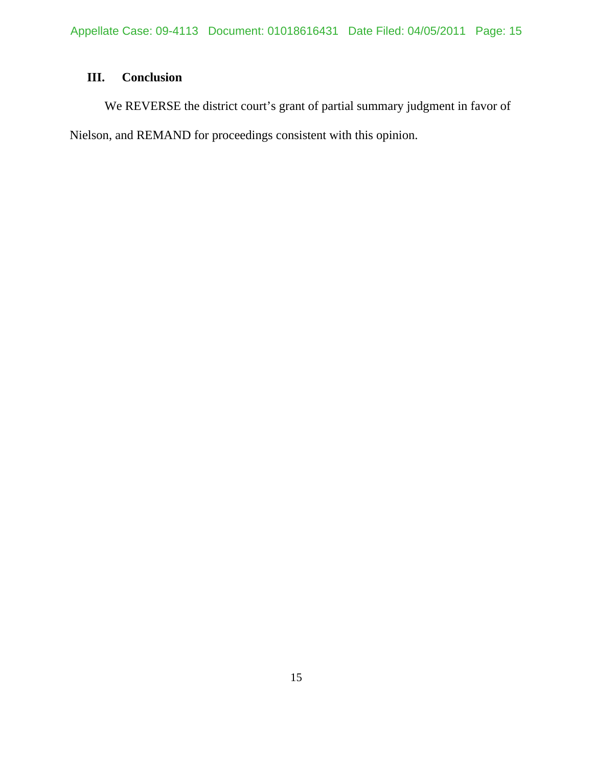## III. Conclusion

We REVERSE the district court's grant of partial summary judgment in favor of Nielson, and REMAND for proceedings consistent with this opinion.